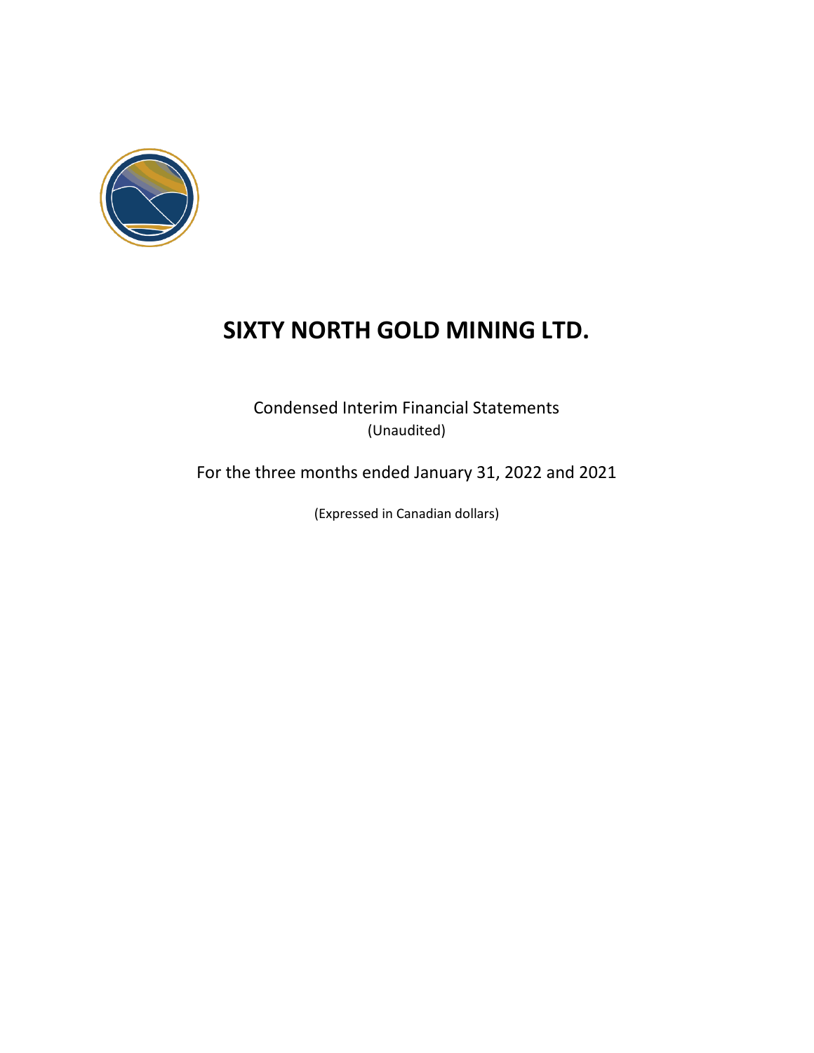# SIXTY NORTH GOLD MINING LTD.

Condensed Interim Financial Statements
(Unaudited)

For the three months ended January 31, 2022 and 2021

(Expressed in Canadian dollars)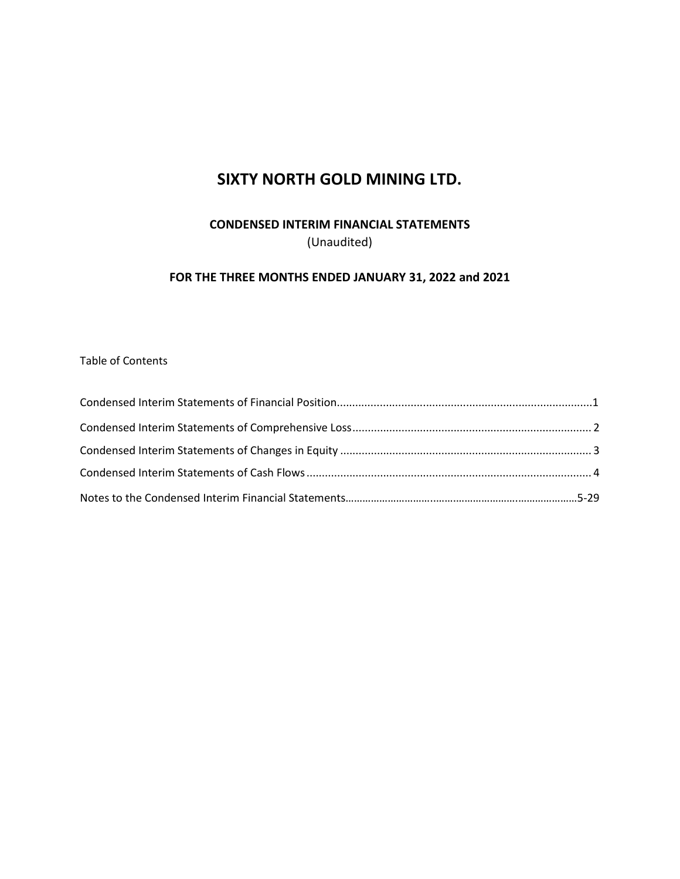# SIXTY NORTH GOLD MINING LTD.

## CONDENSED INTERIM FINANCIAL STATEMENTS

(Unaudited)

## FOR THE THREE MONTHS ENDED JANUARY 31, 2022 and 2021

Table of Contents

Condensed Interim Statements of Financial Position....................................................................................1

Condensed Interim Statements of Comprehensive Loss............................................................................. 2

Condensed Interim Statements of Changes in Equity ................................................................................. 3

Condensed Interim Statements of Cash Flows ............................................................................................ 4

Notes to the Condensed Interim Financial Statements.................................................................................5-29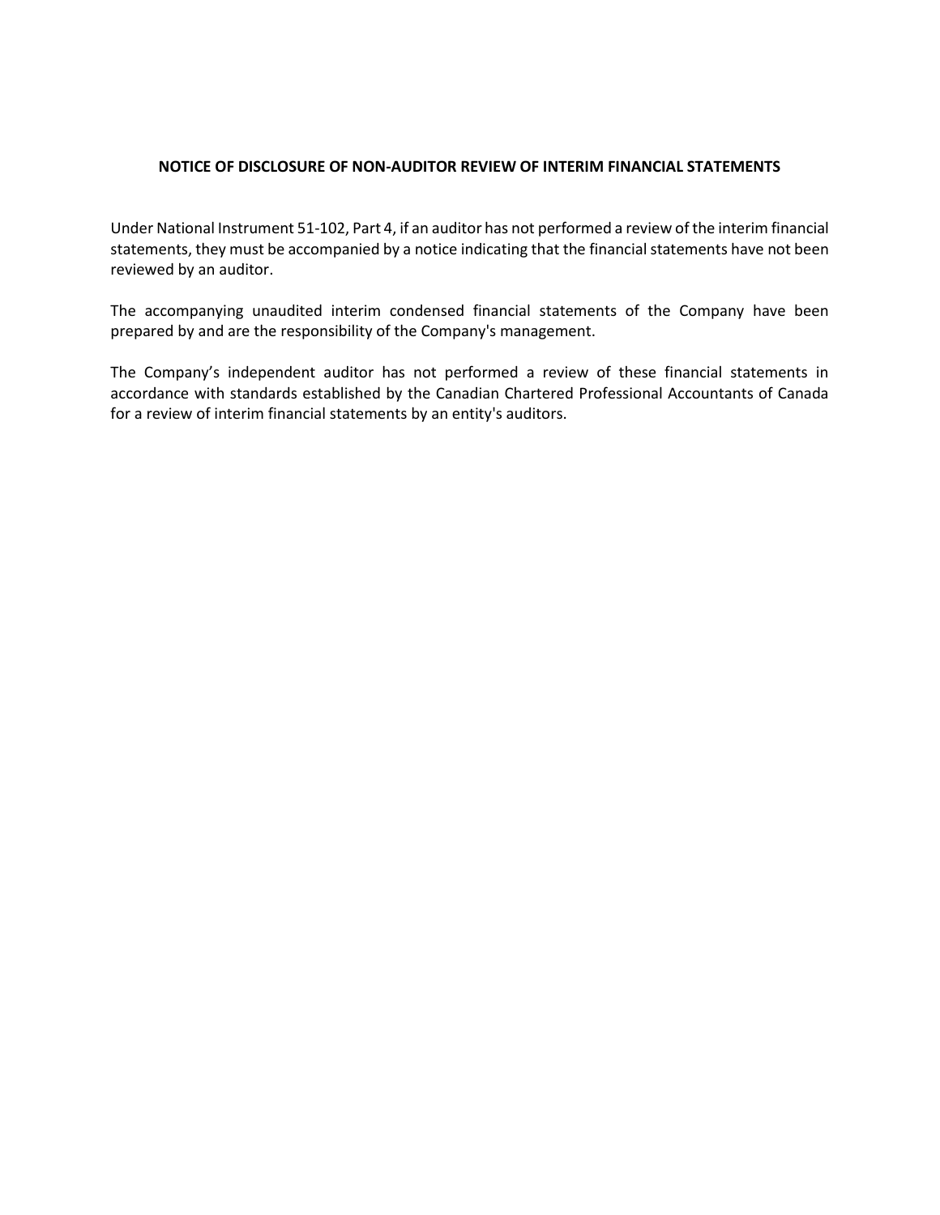## NOTICE OF DISCLOSURE OF NON-AUDITOR REVIEW OF INTERIM FINANCIAL STATEMENTS

Under National Instrument 51-102, Part 4, if an auditor has not performed a review of the interim financial statements, they must be accompanied by a notice indicating that the financial statements have not been reviewed by an auditor.

The accompanying unaudited interim condensed financial statements of the Company have been prepared by and are the responsibility of the Company's management.

The Company's independent auditor has not performed a review of these financial statements in accordance with standards established by the Canadian Chartered Professional Accountants of Canada for a review of interim financial statements by an entity's auditors.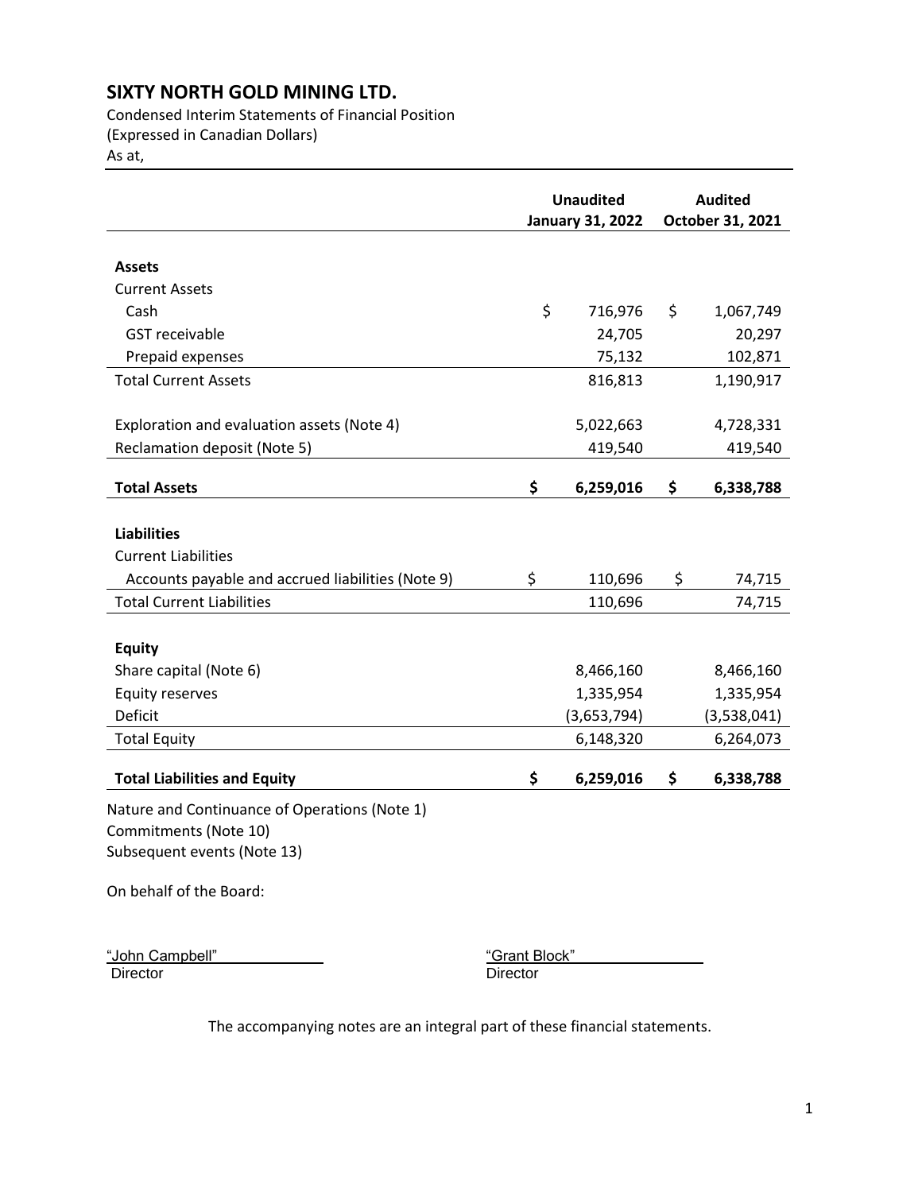# SIXTY NORTH GOLD MINING LTD.

Condensed Interim Statements of Financial Position
(Expressed in Canadian Dollars)
As at,

| | Unaudited January 31, 2022 | Audited October 31, 2021 |
|---|---|---|
| **Assets** | | |
| Current Assets | | |
| Cash | $ 716,976 | $ 1,067,749 |
| GST receivable | 24,705 | 20,297 |
| Prepaid expenses | 75,132 | 102,871 |
| Total Current Assets | 816,813 | 1,190,917 |
| | | |
| Exploration and evaluation assets (Note 4) | 5,022,663 | 4,728,331 |
| Reclamation deposit (Note 5) | 419,540 | 419,540 |
| | | |
| **Total Assets** | **$ 6,259,016** | **$ 6,338,788** |
| | | |
| **Liabilities** | | |
| Current Liabilities | | |
| Accounts payable and accrued liabilities (Note 9) | $ 110,696 | $ 74,715 |
| Total Current Liabilities | 110,696 | 74,715 |
| | | |
| **Equity** | | |
| Share capital (Note 6) | 8,466,160 | 8,466,160 |
| Equity reserves | 1,335,954 | 1,335,954 |
| Deficit | (3,653,794) | (3,538,041) |
| Total Equity | 6,148,320 | 6,264,073 |
| | | |
| **Total Liabilities and Equity** | **$ 6,259,016** | **$ 6,338,788** |

Nature and Continuance of Operations (Note 1)
Commitments (Note 10)
Subsequent events (Note 13)

On behalf of the Board:

"John Campbell"
Director

"Grant Block"
Director

The accompanying notes are an integral part of these financial statements.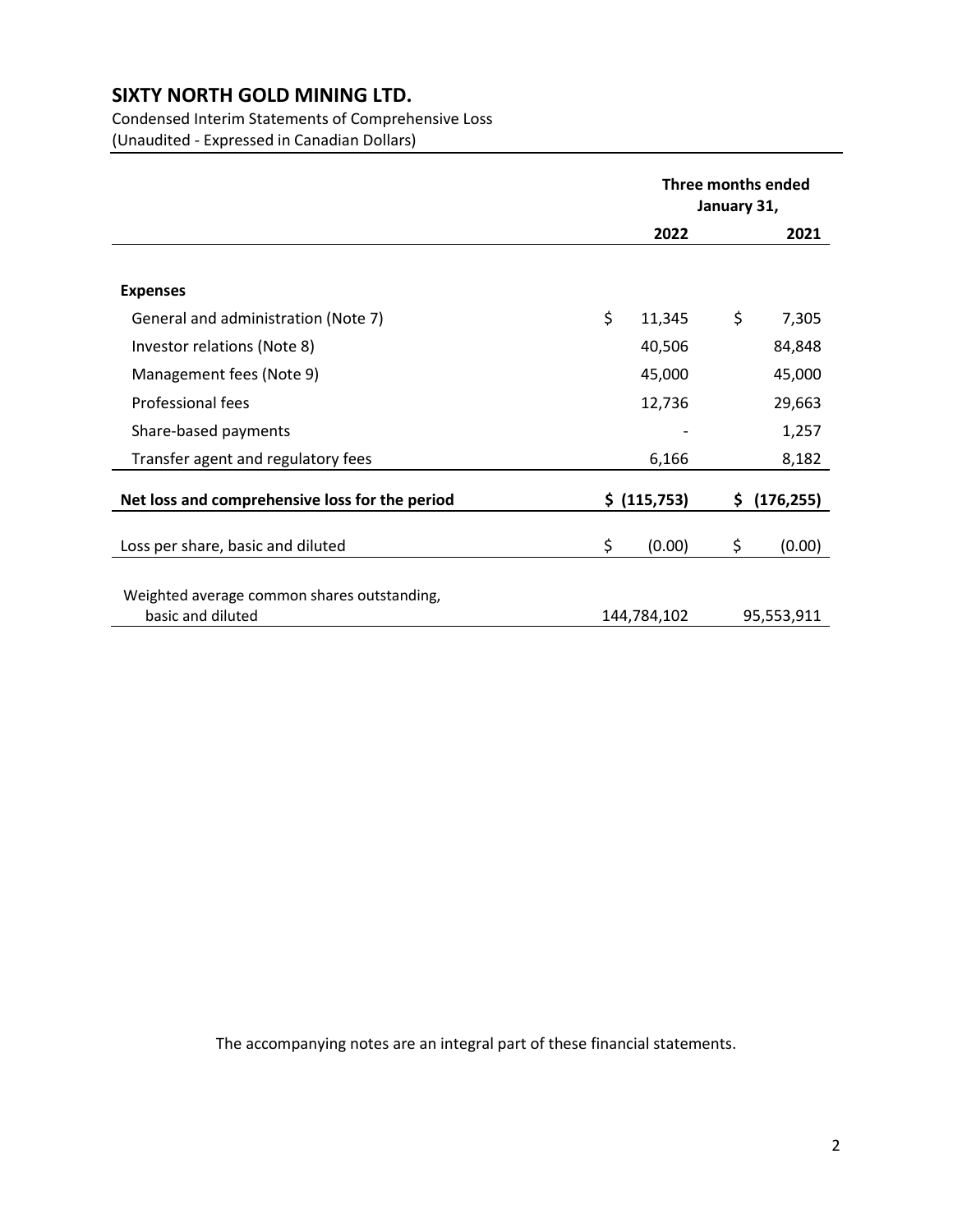# SIXTY NORTH GOLD MINING LTD.

Condensed Interim Statements of Comprehensive Loss
(Unaudited - Expressed in Canadian Dollars)

| | Three months ended January 31, | |
|---|---|---|
| | 2022 | 2021 |
| **Expenses** | | |
| General and administration (Note 7) | $ 11,345 | $ 7,305 |
| Investor relations (Note 8) | 40,506 | 84,848 |
| Management fees (Note 9) | 45,000 | 45,000 |
| Professional fees | 12,736 | 29,663 |
| Share-based payments | - | 1,257 |
| Transfer agent and regulatory fees | 6,166 | 8,182 |
| **Net loss and comprehensive loss for the period** | **$ (115,753)** | **$ (176,255)** |
| Loss per share, basic and diluted | $ (0.00) | $ (0.00) |
| Weighted average common shares outstanding, basic and diluted | 144,784,102 | 95,553,911 |

The accompanying notes are an integral part of these financial statements.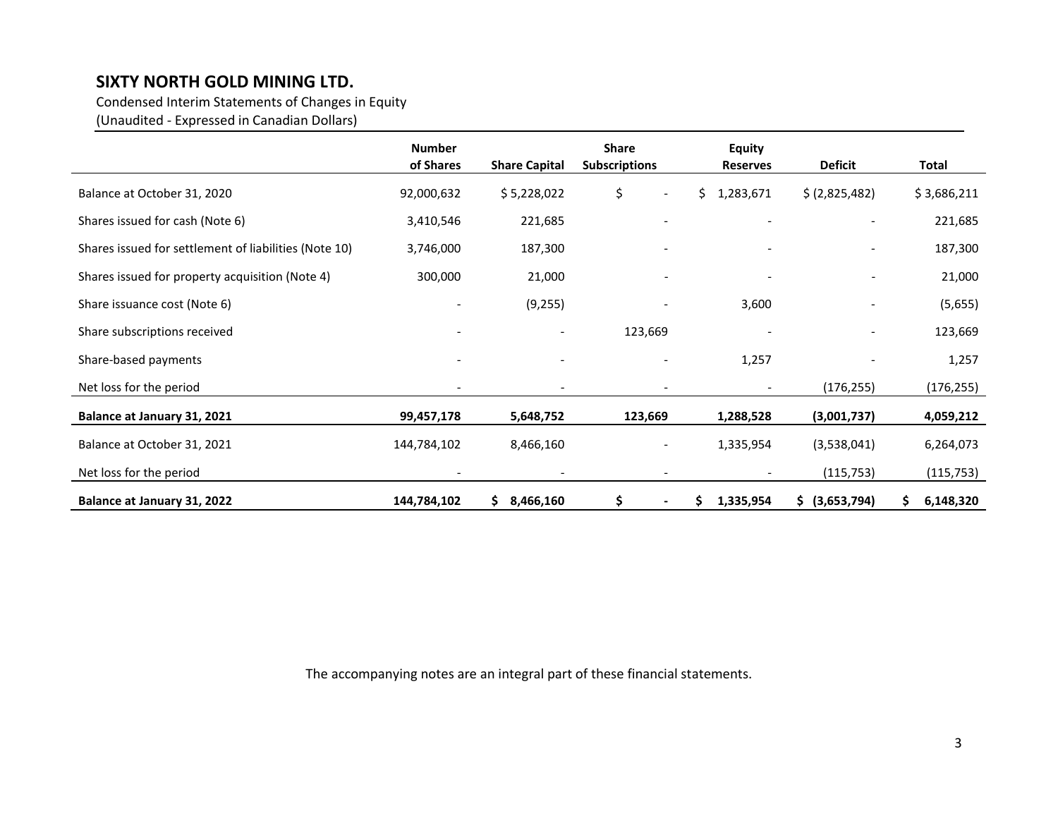# SIXTY NORTH GOLD MINING LTD.

Condensed Interim Statements of Changes in Equity
(Unaudited - Expressed in Canadian Dollars)

| | Number of Shares | Share Capital | Share Subscriptions | Equity Reserves | Deficit | Total |
|---|---|---|---|---|---|---|
| Balance at October 31, 2020 | 92,000,632 | $ 5,228,022 | $ - | $ 1,283,671 | $ (2,825,482) | $ 3,686,211 |
| Shares issued for cash (Note 6) | 3,410,546 | 221,685 | - | - | - | 221,685 |
| Shares issued for settlement of liabilities (Note 10) | 3,746,000 | 187,300 | - | - | - | 187,300 |
| Shares issued for property acquisition (Note 4) | 300,000 | 21,000 | - | - | - | 21,000 |
| Share issuance cost (Note 6) | - | (9,255) | - | 3,600 | - | (5,655) |
| Share subscriptions received | - | - | 123,669 | - | - | 123,669 |
| Share-based payments | - | - | - | 1,257 | - | 1,257 |
| Net loss for the period | - | - | - | - | (176,255) | (176,255) |
| **Balance at January 31, 2021** | **99,457,178** | **5,648,752** | **123,669** | **1,288,528** | **(3,001,737)** | **4,059,212** |
| Balance at October 31, 2021 | 144,784,102 | 8,466,160 | - | 1,335,954 | (3,538,041) | 6,264,073 |
| Net loss for the period | - | - | - | - | (115,753) | (115,753) |
| **Balance at January 31, 2022** | **144,784,102** | **$ 8,466,160** | **$ -** | **$ 1,335,954** | **$ (3,653,794)** | **$ 6,148,320** |

The accompanying notes are an integral part of these financial statements.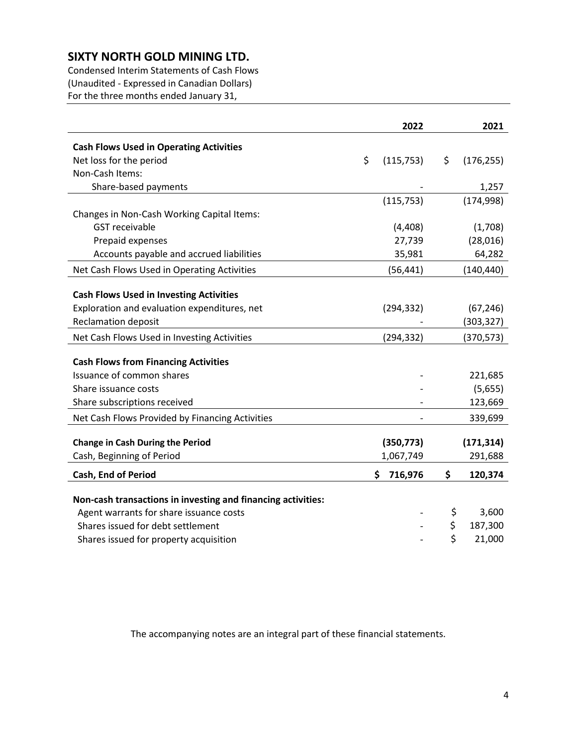# SIXTY NORTH GOLD MINING LTD.

Condensed Interim Statements of Cash Flows
(Unaudited - Expressed in Canadian Dollars)
For the three months ended January 31,

| | 2022 | 2021 |
|---|---|---|
| **Cash Flows Used in Operating Activities** | | |
| Net loss for the period | $ (115,753) | $ (176,255) |
| Non-Cash Items: | | |
| Share-based payments | - | 1,257 |
| | (115,753) | (174,998) |
| Changes in Non-Cash Working Capital Items: | | |
| GST receivable | (4,408) | (1,708) |
| Prepaid expenses | 27,739 | (28,016) |
| Accounts payable and accrued liabilities | 35,981 | 64,282 |
| Net Cash Flows Used in Operating Activities | (56,441) | (140,440) |
| **Cash Flows Used in Investing Activities** | | |
| Exploration and evaluation expenditures, net | (294,332) | (67,246) |
| Reclamation deposit | - | (303,327) |
| Net Cash Flows Used in Investing Activities | (294,332) | (370,573) |
| **Cash Flows from Financing Activities** | | |
| Issuance of common shares | - | 221,685 |
| Share issuance costs | - | (5,655) |
| Share subscriptions received | - | 123,669 |
| Net Cash Flows Provided by Financing Activities | - | 339,699 |
| **Change in Cash During the Period** | **(350,773)** | **(171,314)** |
| Cash, Beginning of Period | 1,067,749 | 291,688 |
| **Cash, End of Period** | **$ 716,976** | **$ 120,374** |
| **Non-cash transactions in investing and financing activities:** | | |
| Agent warrants for share issuance costs | - | $ 3,600 |
| Shares issued for debt settlement | - | $ 187,300 |
| Shares issued for property acquisition | - | $ 21,000 |

The accompanying notes are an integral part of these financial statements.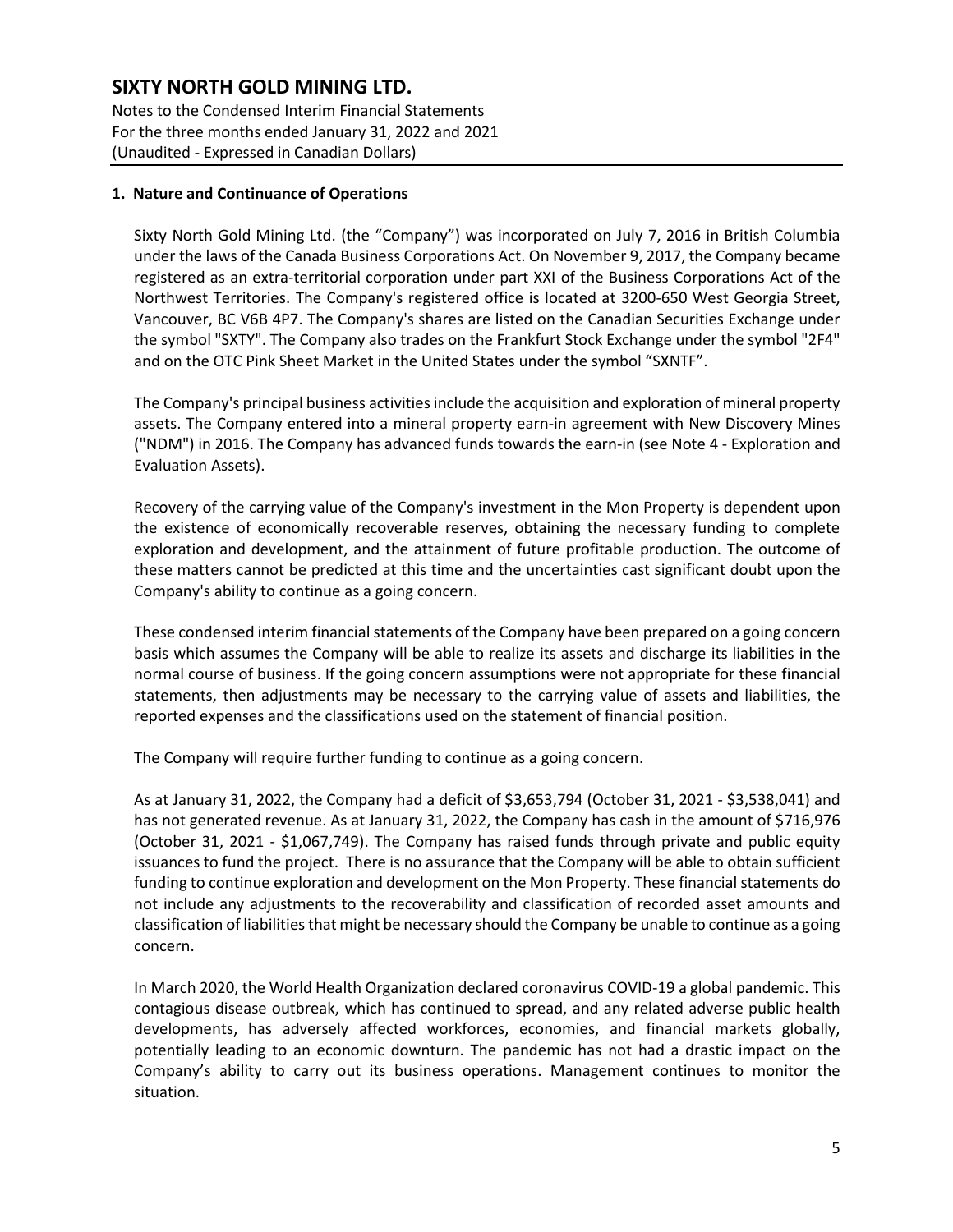# SIXTY NORTH GOLD MINING LTD.

Notes to the Condensed Interim Financial Statements
For the three months ended January 31, 2022 and 2021
(Unaudited - Expressed in Canadian Dollars)

## 1. Nature and Continuance of Operations

Sixty North Gold Mining Ltd. (the "Company") was incorporated on July 7, 2016 in British Columbia under the laws of the Canada Business Corporations Act. On November 9, 2017, the Company became registered as an extra-territorial corporation under part XXI of the Business Corporations Act of the Northwest Territories. The Company's registered office is located at 3200-650 West Georgia Street, Vancouver, BC V6B 4P7. The Company's shares are listed on the Canadian Securities Exchange under the symbol "SXTY". The Company also trades on the Frankfurt Stock Exchange under the symbol "2F4" and on the OTC Pink Sheet Market in the United States under the symbol "SXNTF".

The Company's principal business activities include the acquisition and exploration of mineral property assets. The Company entered into a mineral property earn-in agreement with New Discovery Mines ("NDM") in 2016. The Company has advanced funds towards the earn-in (see Note 4 - Exploration and Evaluation Assets).

Recovery of the carrying value of the Company's investment in the Mon Property is dependent upon the existence of economically recoverable reserves, obtaining the necessary funding to complete exploration and development, and the attainment of future profitable production. The outcome of these matters cannot be predicted at this time and the uncertainties cast significant doubt upon the Company's ability to continue as a going concern.

These condensed interim financial statements of the Company have been prepared on a going concern basis which assumes the Company will be able to realize its assets and discharge its liabilities in the normal course of business. If the going concern assumptions were not appropriate for these financial statements, then adjustments may be necessary to the carrying value of assets and liabilities, the reported expenses and the classifications used on the statement of financial position.

The Company will require further funding to continue as a going concern.

As at January 31, 2022, the Company had a deficit of $3,653,794 (October 31, 2021 - $3,538,041) and has not generated revenue. As at January 31, 2022, the Company has cash in the amount of $716,976 (October 31, 2021 - $1,067,749). The Company has raised funds through private and public equity issuances to fund the project. There is no assurance that the Company will be able to obtain sufficient funding to continue exploration and development on the Mon Property. These financial statements do not include any adjustments to the recoverability and classification of recorded asset amounts and classification of liabilities that might be necessary should the Company be unable to continue as a going concern.

In March 2020, the World Health Organization declared coronavirus COVID-19 a global pandemic. This contagious disease outbreak, which has continued to spread, and any related adverse public health developments, has adversely affected workforces, economies, and financial markets globally, potentially leading to an economic downturn. The pandemic has not had a drastic impact on the Company's ability to carry out its business operations. Management continues to monitor the situation.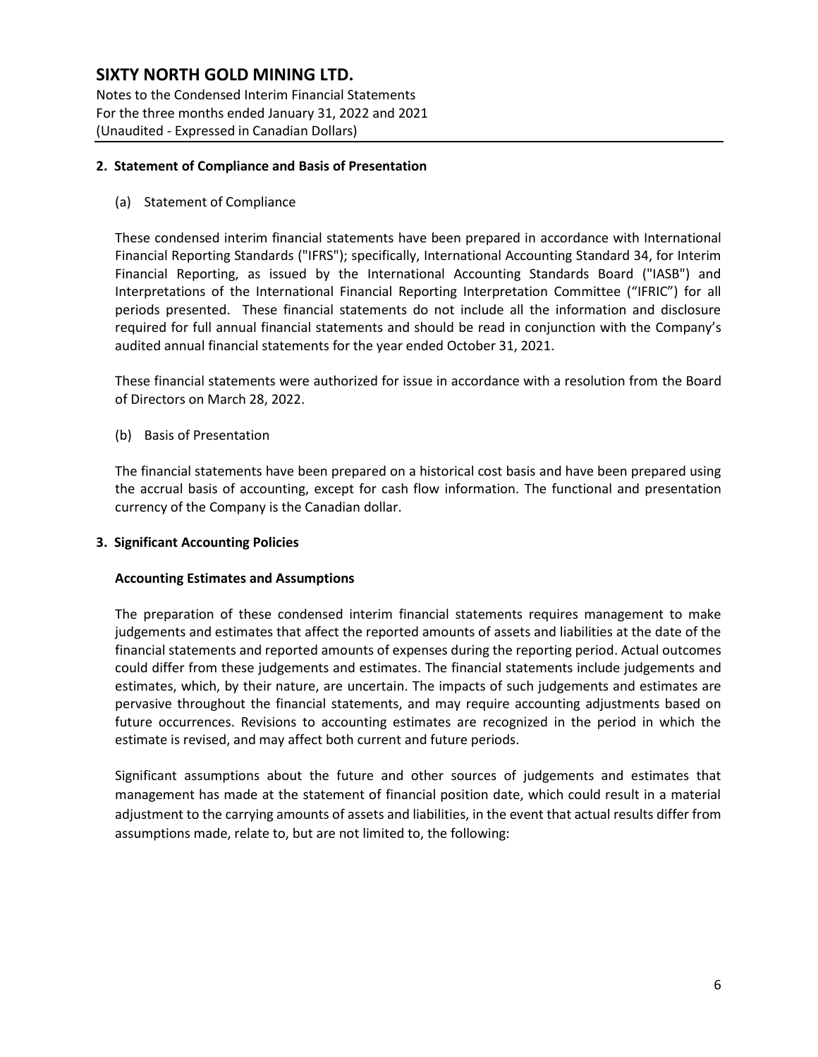## 2. Statement of Compliance and Basis of Presentation

(a) Statement of Compliance

These condensed interim financial statements have been prepared in accordance with International Financial Reporting Standards ("IFRS"); specifically, International Accounting Standard 34, for Interim Financial Reporting, as issued by the International Accounting Standards Board ("IASB") and Interpretations of the International Financial Reporting Interpretation Committee ("IFRIC") for all periods presented. These financial statements do not include all the information and disclosure required for full annual financial statements and should be read in conjunction with the Company's audited annual financial statements for the year ended October 31, 2021.

These financial statements were authorized for issue in accordance with a resolution from the Board of Directors on March 28, 2022.

(b) Basis of Presentation

The financial statements have been prepared on a historical cost basis and have been prepared using the accrual basis of accounting, except for cash flow information. The functional and presentation currency of the Company is the Canadian dollar.

## 3. Significant Accounting Policies

**Accounting Estimates and Assumptions**

The preparation of these condensed interim financial statements requires management to make judgements and estimates that affect the reported amounts of assets and liabilities at the date of the financial statements and reported amounts of expenses during the reporting period. Actual outcomes could differ from these judgements and estimates. The financial statements include judgements and estimates, which, by their nature, are uncertain. The impacts of such judgements and estimates are pervasive throughout the financial statements, and may require accounting adjustments based on future occurrences. Revisions to accounting estimates are recognized in the period in which the estimate is revised, and may affect both current and future periods.

Significant assumptions about the future and other sources of judgements and estimates that management has made at the statement of financial position date, which could result in a material adjustment to the carrying amounts of assets and liabilities, in the event that actual results differ from assumptions made, relate to, but are not limited to, the following: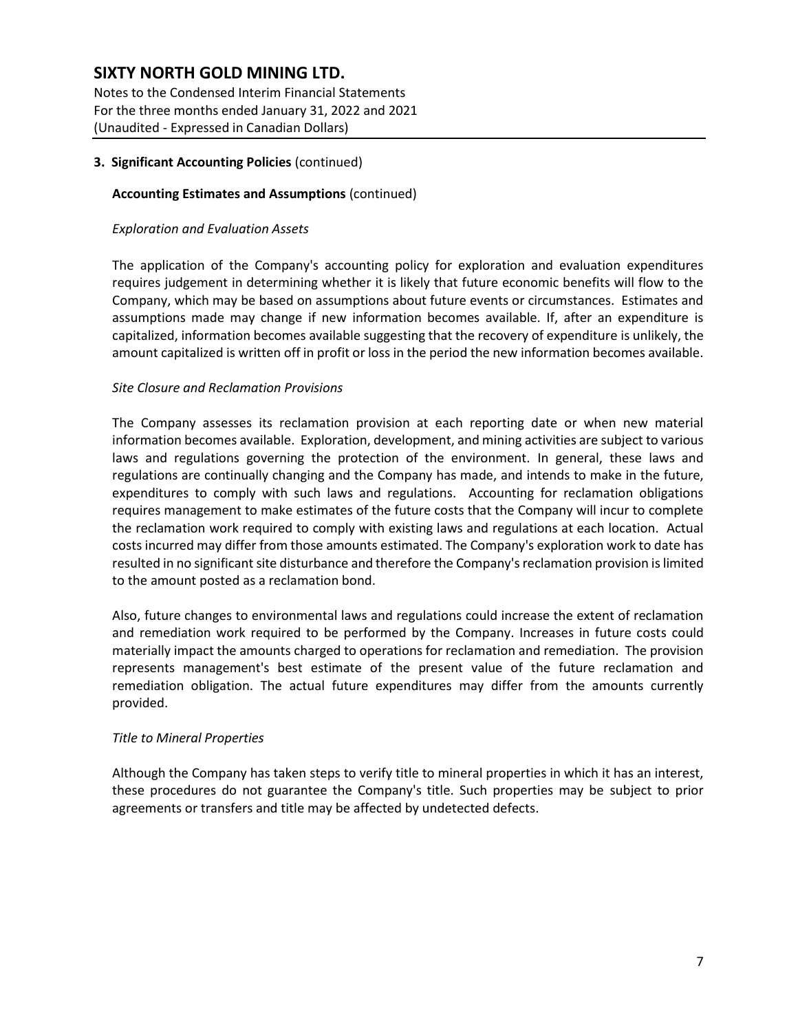**3. Significant Accounting Policies** (continued)

**Accounting Estimates and Assumptions** (continued)

*Exploration and Evaluation Assets*

The application of the Company's accounting policy for exploration and evaluation expenditures requires judgement in determining whether it is likely that future economic benefits will flow to the Company, which may be based on assumptions about future events or circumstances. Estimates and assumptions made may change if new information becomes available. If, after an expenditure is capitalized, information becomes available suggesting that the recovery of expenditure is unlikely, the amount capitalized is written off in profit or loss in the period the new information becomes available.

*Site Closure and Reclamation Provisions*

The Company assesses its reclamation provision at each reporting date or when new material information becomes available. Exploration, development, and mining activities are subject to various laws and regulations governing the protection of the environment. In general, these laws and regulations are continually changing and the Company has made, and intends to make in the future, expenditures to comply with such laws and regulations. Accounting for reclamation obligations requires management to make estimates of the future costs that the Company will incur to complete the reclamation work required to comply with existing laws and regulations at each location. Actual costs incurred may differ from those amounts estimated. The Company's exploration work to date has resulted in no significant site disturbance and therefore the Company's reclamation provision is limited to the amount posted as a reclamation bond.

Also, future changes to environmental laws and regulations could increase the extent of reclamation and remediation work required to be performed by the Company. Increases in future costs could materially impact the amounts charged to operations for reclamation and remediation. The provision represents management's best estimate of the present value of the future reclamation and remediation obligation. The actual future expenditures may differ from the amounts currently provided.

*Title to Mineral Properties*

Although the Company has taken steps to verify title to mineral properties in which it has an interest, these procedures do not guarantee the Company's title. Such properties may be subject to prior agreements or transfers and title may be affected by undetected defects.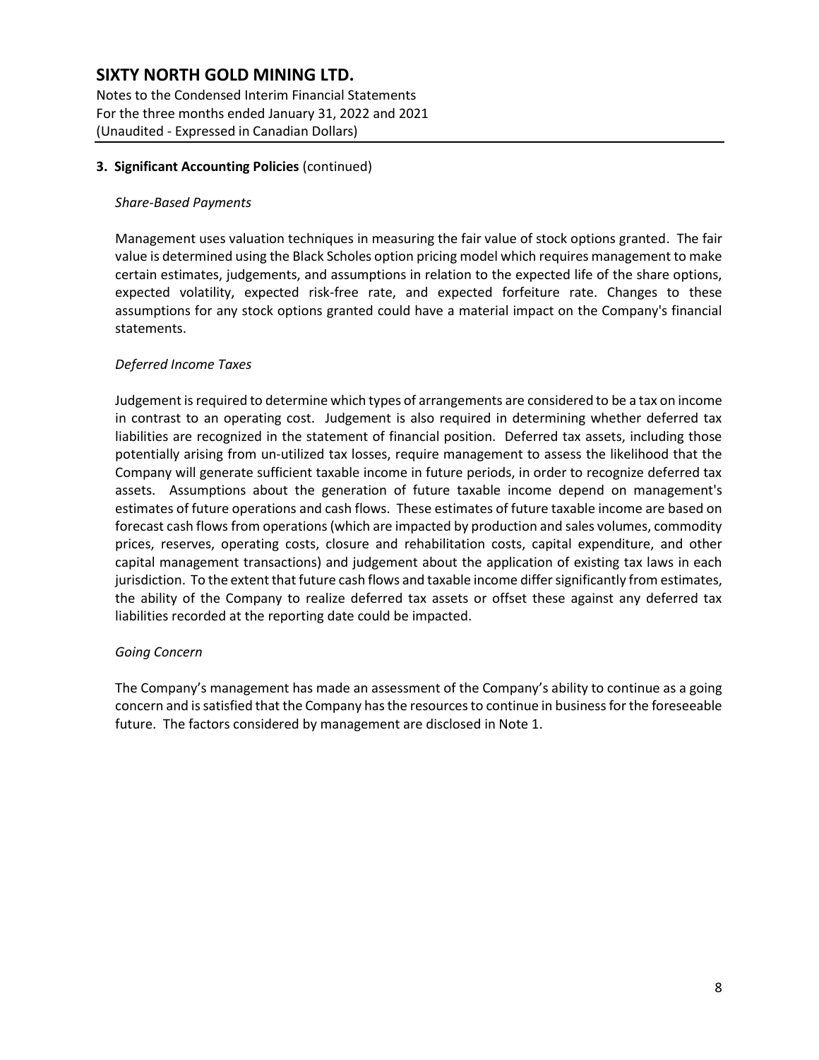### 3. Significant Accounting Policies (continued)

*Share-Based Payments*

Management uses valuation techniques in measuring the fair value of stock options granted. The fair value is determined using the Black Scholes option pricing model which requires management to make certain estimates, judgements, and assumptions in relation to the expected life of the share options, expected volatility, expected risk-free rate, and expected forfeiture rate. Changes to these assumptions for any stock options granted could have a material impact on the Company's financial statements.

*Deferred Income Taxes*

Judgement is required to determine which types of arrangements are considered to be a tax on income in contrast to an operating cost. Judgement is also required in determining whether deferred tax liabilities are recognized in the statement of financial position. Deferred tax assets, including those potentially arising from un-utilized tax losses, require management to assess the likelihood that the Company will generate sufficient taxable income in future periods, in order to recognize deferred tax assets. Assumptions about the generation of future taxable income depend on management's estimates of future operations and cash flows. These estimates of future taxable income are based on forecast cash flows from operations (which are impacted by production and sales volumes, commodity prices, reserves, operating costs, closure and rehabilitation costs, capital expenditure, and other capital management transactions) and judgement about the application of existing tax laws in each jurisdiction. To the extent that future cash flows and taxable income differ significantly from estimates, the ability of the Company to realize deferred tax assets or offset these against any deferred tax liabilities recorded at the reporting date could be impacted.

*Going Concern*

The Company's management has made an assessment of the Company's ability to continue as a going concern and is satisfied that the Company has the resources to continue in business for the foreseeable future. The factors considered by management are disclosed in Note 1.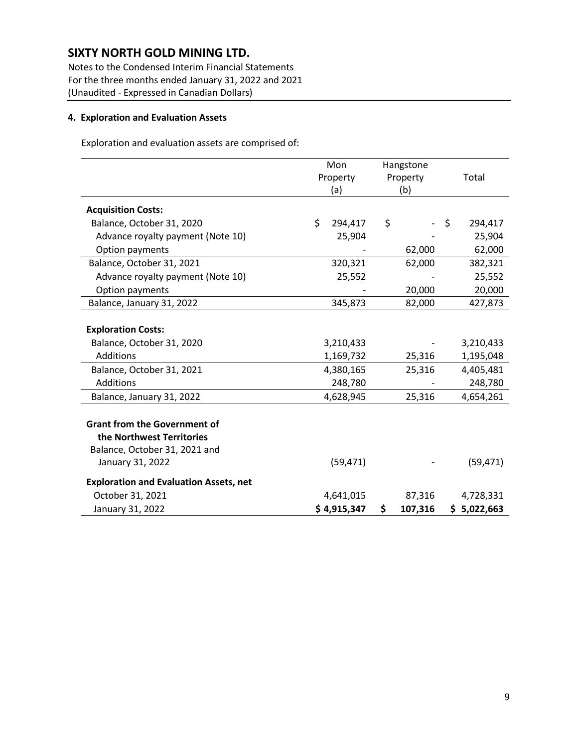## 4. Exploration and Evaluation Assets

Exploration and evaluation assets are comprised of:

| | Mon Property (a) | Hangstone Property (b) | Total |
|---|---|---|---|
| **Acquisition Costs:** | | | |
| Balance, October 31, 2020 | $ 294,417 | $ - | $ 294,417 |
| Advance royalty payment (Note 10) | 25,904 | - | 25,904 |
| Option payments | - | 62,000 | 62,000 |
| Balance, October 31, 2021 | 320,321 | 62,000 | 382,321 |
| Advance royalty payment (Note 10) | 25,552 | - | 25,552 |
| Option payments | - | 20,000 | 20,000 |
| Balance, January 31, 2022 | 345,873 | 82,000 | 427,873 |
| **Exploration Costs:** | | | |
| Balance, October 31, 2020 | 3,210,433 | - | 3,210,433 |
| Additions | 1,169,732 | 25,316 | 1,195,048 |
| Balance, October 31, 2021 | 4,380,165 | 25,316 | 4,405,481 |
| Additions | 248,780 | - | 248,780 |
| Balance, January 31, 2022 | 4,628,945 | 25,316 | 4,654,261 |
| **Grant from the Government of the Northwest Territories** | | | |
| Balance, October 31, 2021 and January 31, 2022 | (59,471) | - | (59,471) |
| **Exploration and Evaluation Assets, net** | | | |
| October 31, 2021 | 4,641,015 | 87,316 | 4,728,331 |
| January 31, 2022 | **$ 4,915,347** | **$ 107,316** | **$ 5,022,663** |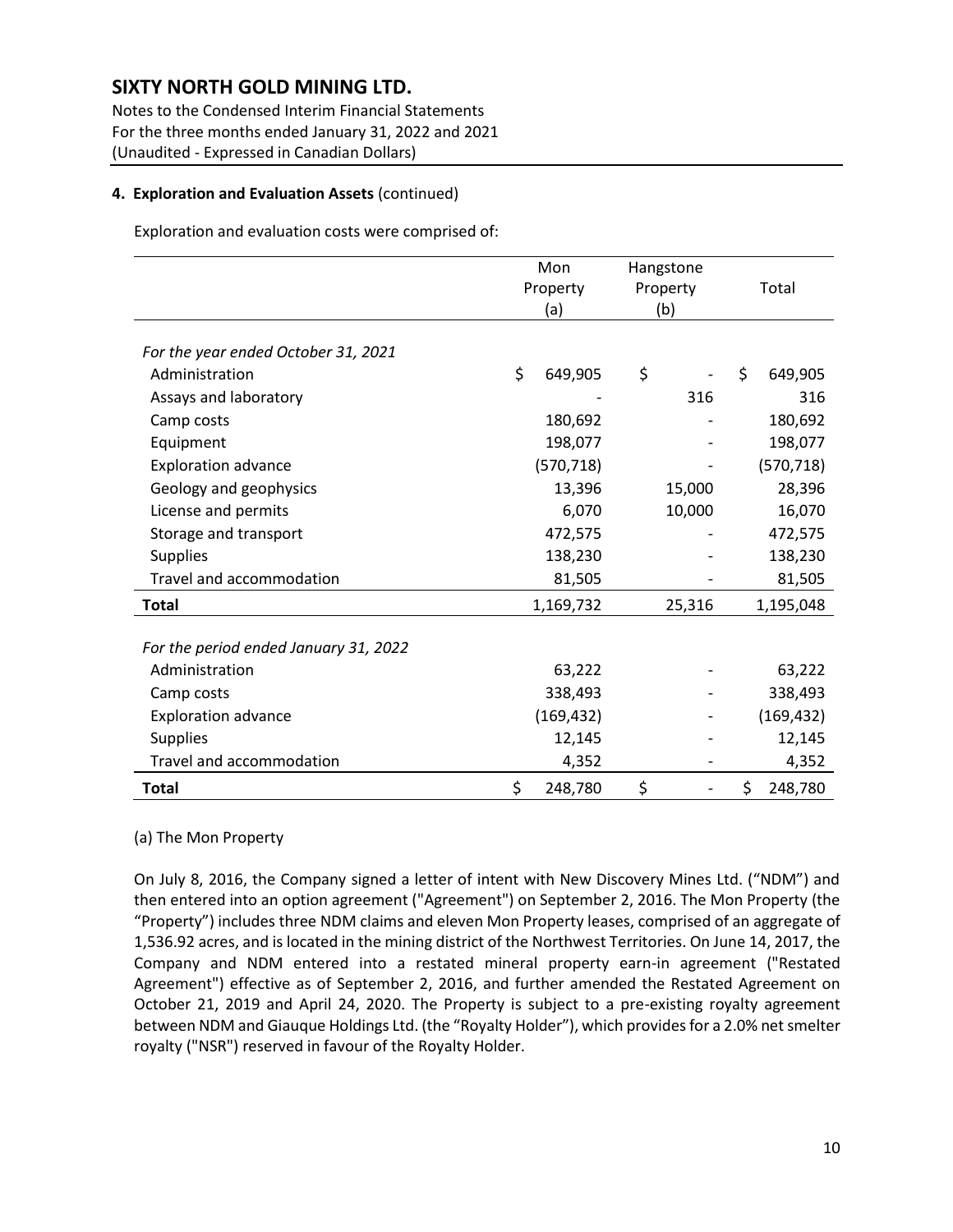## SIXTY NORTH GOLD MINING LTD.

Notes to the Condensed Interim Financial Statements
For the three months ended January 31, 2022 and 2021
(Unaudited - Expressed in Canadian Dollars)

**4. Exploration and Evaluation Assets** (continued)

Exploration and evaluation costs were comprised of:

| | Mon Property (a) | Hangstone Property (b) | Total |
|---|---|---|---|
| *For the year ended October 31, 2021* | | | |
| Administration | $ 649,905 | $ - | $ 649,905 |
| Assays and laboratory | - | 316 | 316 |
| Camp costs | 180,692 | - | 180,692 |
| Equipment | 198,077 | - | 198,077 |
| Exploration advance | (570,718) | - | (570,718) |
| Geology and geophysics | 13,396 | 15,000 | 28,396 |
| License and permits | 6,070 | 10,000 | 16,070 |
| Storage and transport | 472,575 | - | 472,575 |
| Supplies | 138,230 | - | 138,230 |
| Travel and accommodation | 81,505 | - | 81,505 |
| **Total** | 1,169,732 | 25,316 | 1,195,048 |
| *For the period ended January 31, 2022* | | | |
| Administration | 63,222 | - | 63,222 |
| Camp costs | 338,493 | - | 338,493 |
| Exploration advance | (169,432) | - | (169,432) |
| Supplies | 12,145 | - | 12,145 |
| Travel and accommodation | 4,352 | - | 4,352 |
| **Total** | $ 248,780 | $ - | $ 248,780 |

(a) The Mon Property

On July 8, 2016, the Company signed a letter of intent with New Discovery Mines Ltd. ("NDM") and then entered into an option agreement ("Agreement") on September 2, 2016. The Mon Property (the "Property") includes three NDM claims and eleven Mon Property leases, comprised of an aggregate of 1,536.92 acres, and is located in the mining district of the Northwest Territories. On June 14, 2017, the Company and NDM entered into a restated mineral property earn-in agreement ("Restated Agreement") effective as of September 2, 2016, and further amended the Restated Agreement on October 21, 2019 and April 24, 2020. The Property is subject to a pre-existing royalty agreement between NDM and Giauque Holdings Ltd. (the "Royalty Holder"), which provides for a 2.0% net smelter royalty ("NSR") reserved in favour of the Royalty Holder.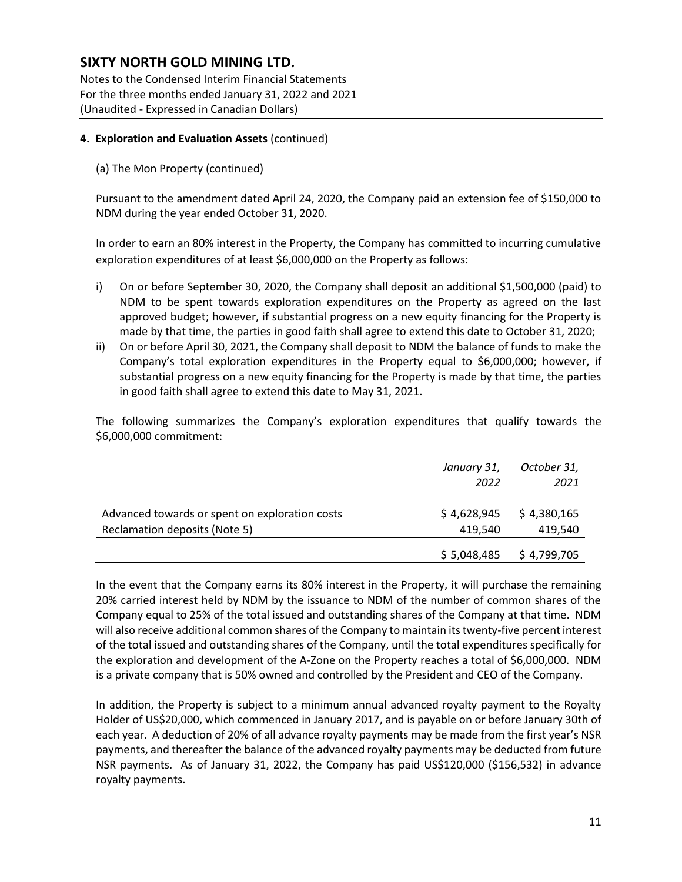**4. Exploration and Evaluation Assets** (continued)

(a) The Mon Property (continued)

Pursuant to the amendment dated April 24, 2020, the Company paid an extension fee of $150,000 to NDM during the year ended October 31, 2020.

In order to earn an 80% interest in the Property, the Company has committed to incurring cumulative exploration expenditures of at least $6,000,000 on the Property as follows:

i) On or before September 30, 2020, the Company shall deposit an additional $1,500,000 (paid) to NDM to be spent towards exploration expenditures on the Property as agreed on the last approved budget; however, if substantial progress on a new equity financing for the Property is made by that time, the parties in good faith shall agree to extend this date to October 31, 2020;
ii) On or before April 30, 2021, the Company shall deposit to NDM the balance of funds to make the Company's total exploration expenditures in the Property equal to $6,000,000; however, if substantial progress on a new equity financing for the Property is made by that time, the parties in good faith shall agree to extend this date to May 31, 2021.

The following summarizes the Company's exploration expenditures that qualify towards the $6,000,000 commitment:

| | *January 31, 2022* | *October 31, 2021* |
|---|---|---|
| Advanced towards or spent on exploration costs | $ 4,628,945 | $ 4,380,165 |
| Reclamation deposits (Note 5) | 419,540 | 419,540 |
| | $ 5,048,485 | $ 4,799,705 |

In the event that the Company earns its 80% interest in the Property, it will purchase the remaining 20% carried interest held by NDM by the issuance to NDM of the number of common shares of the Company equal to 25% of the total issued and outstanding shares of the Company at that time. NDM will also receive additional common shares of the Company to maintain its twenty-five percent interest of the total issued and outstanding shares of the Company, until the total expenditures specifically for the exploration and development of the A-Zone on the Property reaches a total of $6,000,000. NDM is a private company that is 50% owned and controlled by the President and CEO of the Company.

In addition, the Property is subject to a minimum annual advanced royalty payment to the Royalty Holder of US$20,000, which commenced in January 2017, and is payable on or before January 30th of each year. A deduction of 20% of all advance royalty payments may be made from the first year's NSR payments, and thereafter the balance of the advanced royalty payments may be deducted from future NSR payments. As of January 31, 2022, the Company has paid US$120,000 ($156,532) in advance royalty payments.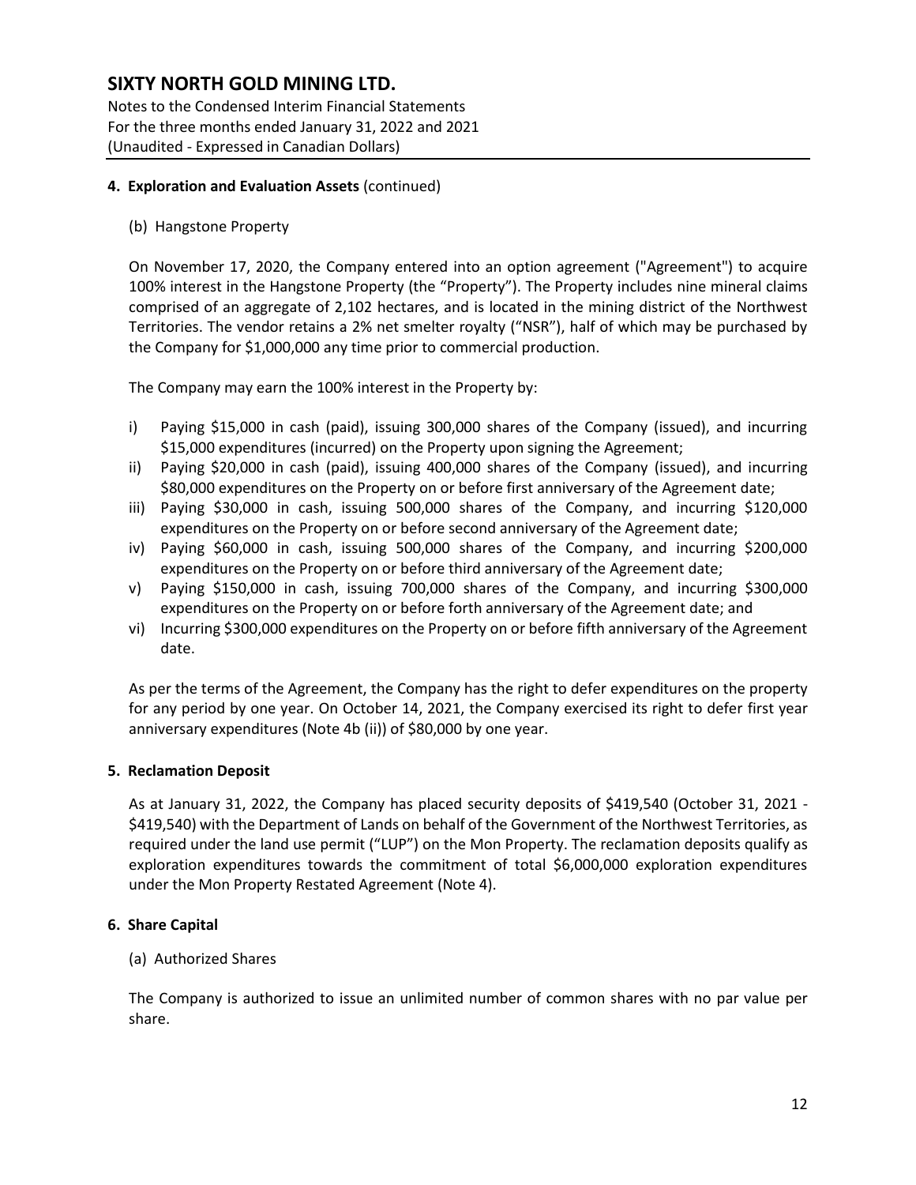**4. Exploration and Evaluation Assets** (continued)

(b) Hangstone Property

On November 17, 2020, the Company entered into an option agreement ("Agreement") to acquire 100% interest in the Hangstone Property (the "Property"). The Property includes nine mineral claims comprised of an aggregate of 2,102 hectares, and is located in the mining district of the Northwest Territories. The vendor retains a 2% net smelter royalty ("NSR"), half of which may be purchased by the Company for $1,000,000 any time prior to commercial production.

The Company may earn the 100% interest in the Property by:

i) Paying $15,000 in cash (paid), issuing 300,000 shares of the Company (issued), and incurring $15,000 expenditures (incurred) on the Property upon signing the Agreement;
ii) Paying $20,000 in cash (paid), issuing 400,000 shares of the Company (issued), and incurring $80,000 expenditures on the Property on or before first anniversary of the Agreement date;
iii) Paying $30,000 in cash, issuing 500,000 shares of the Company, and incurring $120,000 expenditures on the Property on or before second anniversary of the Agreement date;
iv) Paying $60,000 in cash, issuing 500,000 shares of the Company, and incurring $200,000 expenditures on the Property on or before third anniversary of the Agreement date;
v) Paying $150,000 in cash, issuing 700,000 shares of the Company, and incurring $300,000 expenditures on the Property on or before forth anniversary of the Agreement date; and
vi) Incurring $300,000 expenditures on the Property on or before fifth anniversary of the Agreement date.

As per the terms of the Agreement, the Company has the right to defer expenditures on the property for any period by one year. On October 14, 2021, the Company exercised its right to defer first year anniversary expenditures (Note 4b (ii)) of $80,000 by one year.

**5. Reclamation Deposit**

As at January 31, 2022, the Company has placed security deposits of $419,540 (October 31, 2021 - $419,540) with the Department of Lands on behalf of the Government of the Northwest Territories, as required under the land use permit ("LUP") on the Mon Property. The reclamation deposits qualify as exploration expenditures towards the commitment of total $6,000,000 exploration expenditures under the Mon Property Restated Agreement (Note 4).

**6. Share Capital**

(a) Authorized Shares

The Company is authorized to issue an unlimited number of common shares with no par value per share.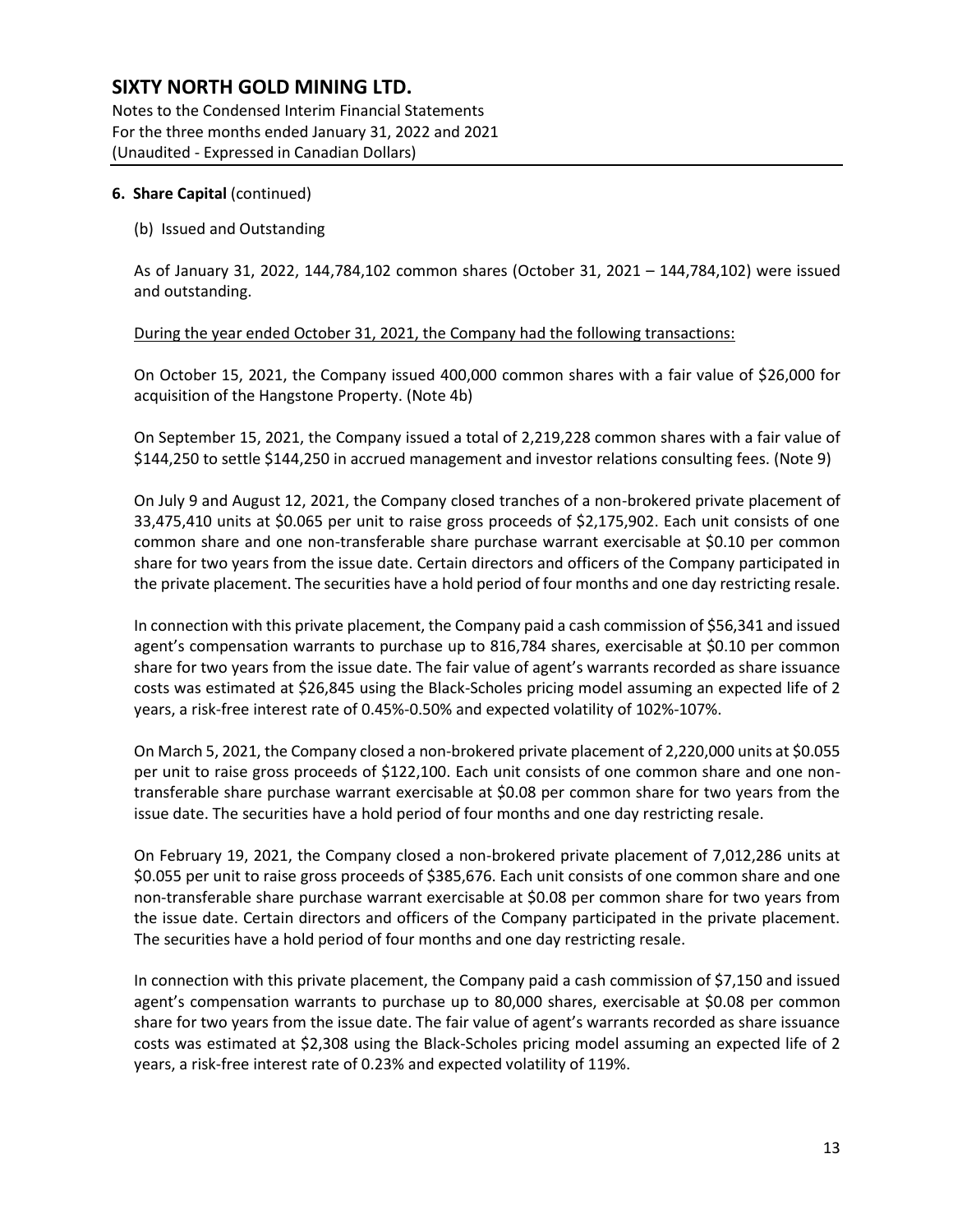**6. Share Capital** (continued)

(b) Issued and Outstanding

As of January 31, 2022, 144,784,102 common shares (October 31, 2021 – 144,784,102) were issued and outstanding.

During the year ended October 31, 2021, the Company had the following transactions:

On October 15, 2021, the Company issued 400,000 common shares with a fair value of $26,000 for acquisition of the Hangstone Property. (Note 4b)

On September 15, 2021, the Company issued a total of 2,219,228 common shares with a fair value of $144,250 to settle $144,250 in accrued management and investor relations consulting fees. (Note 9)

On July 9 and August 12, 2021, the Company closed tranches of a non-brokered private placement of 33,475,410 units at $0.065 per unit to raise gross proceeds of $2,175,902. Each unit consists of one common share and one non-transferable share purchase warrant exercisable at $0.10 per common share for two years from the issue date. Certain directors and officers of the Company participated in the private placement. The securities have a hold period of four months and one day restricting resale.

In connection with this private placement, the Company paid a cash commission of $56,341 and issued agent's compensation warrants to purchase up to 816,784 shares, exercisable at $0.10 per common share for two years from the issue date. The fair value of agent's warrants recorded as share issuance costs was estimated at $26,845 using the Black-Scholes pricing model assuming an expected life of 2 years, a risk-free interest rate of 0.45%-0.50% and expected volatility of 102%-107%.

On March 5, 2021, the Company closed a non-brokered private placement of 2,220,000 units at $0.055 per unit to raise gross proceeds of $122,100. Each unit consists of one common share and one non-transferable share purchase warrant exercisable at $0.08 per common share for two years from the issue date. The securities have a hold period of four months and one day restricting resale.

On February 19, 2021, the Company closed a non-brokered private placement of 7,012,286 units at $0.055 per unit to raise gross proceeds of $385,676. Each unit consists of one common share and one non-transferable share purchase warrant exercisable at $0.08 per common share for two years from the issue date. Certain directors and officers of the Company participated in the private placement. The securities have a hold period of four months and one day restricting resale.

In connection with this private placement, the Company paid a cash commission of $7,150 and issued agent's compensation warrants to purchase up to 80,000 shares, exercisable at $0.08 per common share for two years from the issue date. The fair value of agent's warrants recorded as share issuance costs was estimated at $2,308 using the Black-Scholes pricing model assuming an expected life of 2 years, a risk-free interest rate of 0.23% and expected volatility of 119%.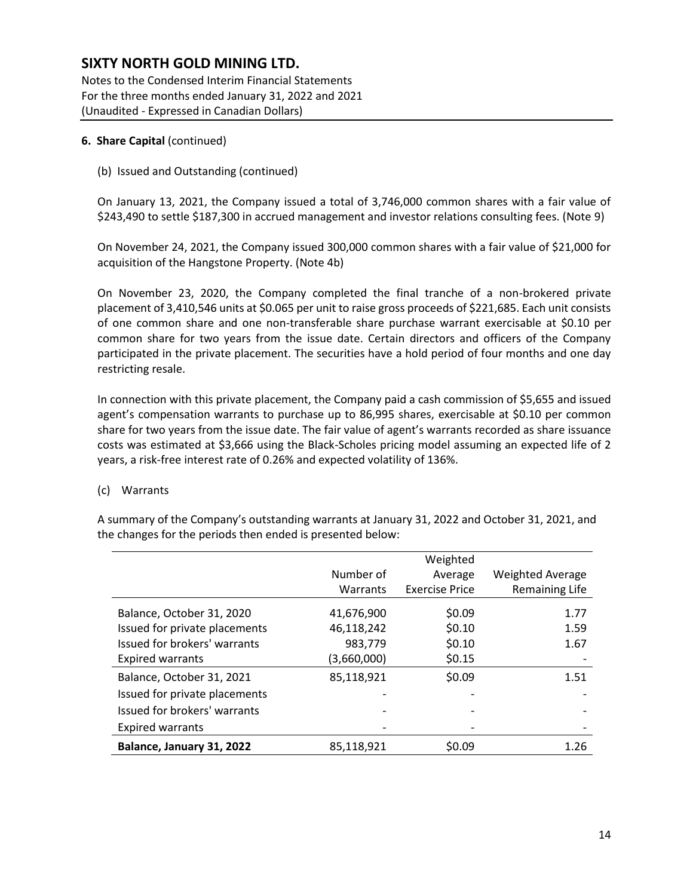# SIXTY NORTH GOLD MINING LTD.

Notes to the Condensed Interim Financial Statements
For the three months ended January 31, 2022 and 2021
(Unaudited - Expressed in Canadian Dollars)

**6. Share Capital** (continued)

(b) Issued and Outstanding (continued)

On January 13, 2021, the Company issued a total of 3,746,000 common shares with a fair value of $243,490 to settle $187,300 in accrued management and investor relations consulting fees. (Note 9)

On November 24, 2021, the Company issued 300,000 common shares with a fair value of $21,000 for acquisition of the Hangstone Property. (Note 4b)

On November 23, 2020, the Company completed the final tranche of a non-brokered private placement of 3,410,546 units at $0.065 per unit to raise gross proceeds of $221,685. Each unit consists of one common share and one non-transferable share purchase warrant exercisable at $0.10 per common share for two years from the issue date. Certain directors and officers of the Company participated in the private placement. The securities have a hold period of four months and one day restricting resale.

In connection with this private placement, the Company paid a cash commission of $5,655 and issued agent's compensation warrants to purchase up to 86,995 shares, exercisable at $0.10 per common share for two years from the issue date. The fair value of agent's warrants recorded as share issuance costs was estimated at $3,666 using the Black-Scholes pricing model assuming an expected life of 2 years, a risk-free interest rate of 0.26% and expected volatility of 136%.

(c) Warrants

A summary of the Company's outstanding warrants at January 31, 2022 and October 31, 2021, and the changes for the periods then ended is presented below:

| | Number of Warrants | Weighted Average Exercise Price | Weighted Average Remaining Life |
|---|---|---|---|
| Balance, October 31, 2020 | 41,676,900 | $0.09 | 1.77 |
| Issued for private placements | 46,118,242 | $0.10 | 1.59 |
| Issued for brokers' warrants | 983,779 | $0.10 | 1.67 |
| Expired warrants | (3,660,000) | $0.15 | - |
| Balance, October 31, 2021 | 85,118,921 | $0.09 | 1.51 |
| Issued for private placements | - | - | - |
| Issued for brokers' warrants | - | - | - |
| Expired warrants | - | - | - |
| **Balance, January 31, 2022** | 85,118,921 | $0.09 | 1.26 |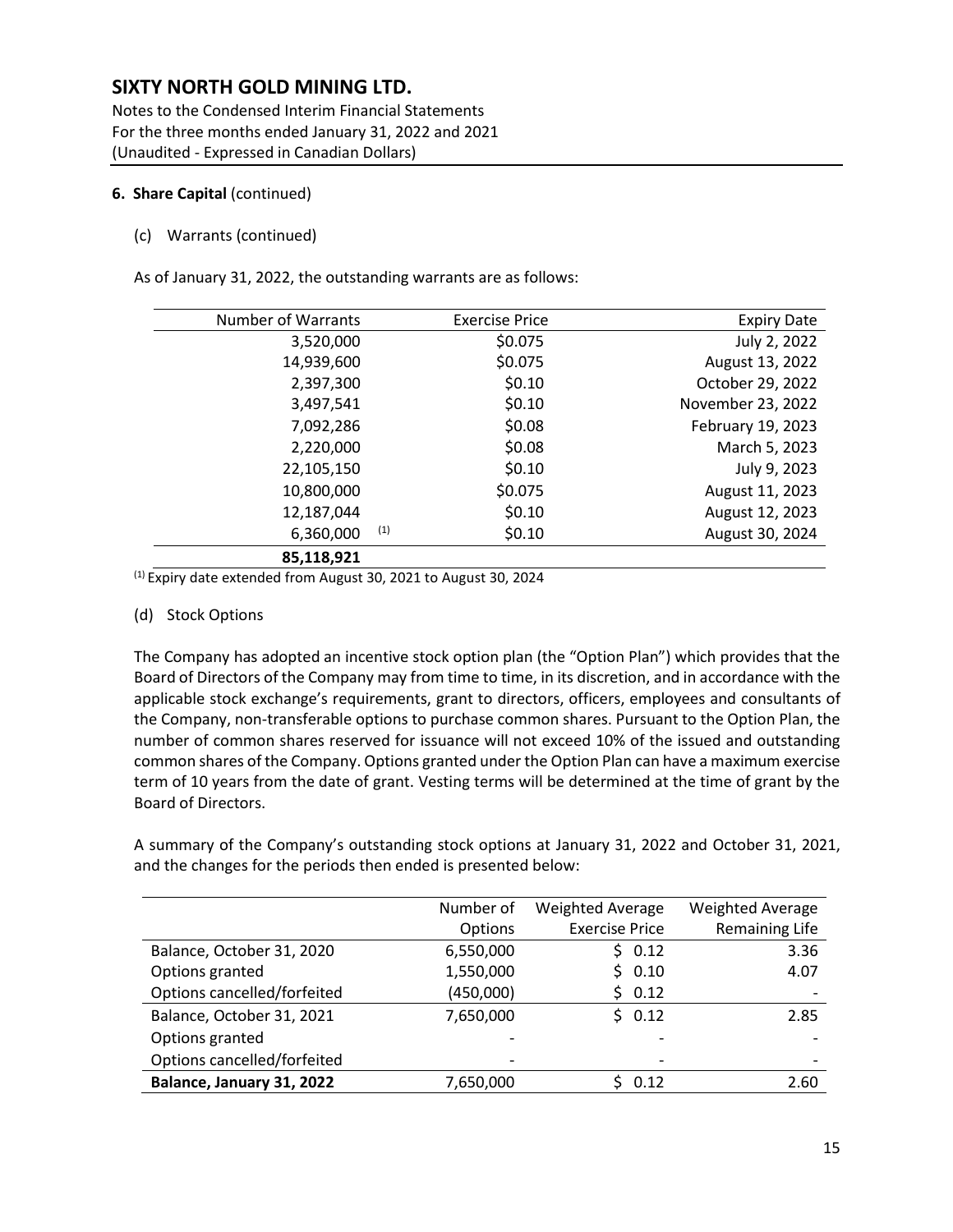# SIXTY NORTH GOLD MINING LTD.

Notes to the Condensed Interim Financial Statements
For the three months ended January 31, 2022 and 2021
(Unaudited - Expressed in Canadian Dollars)

**6. Share Capital** (continued)

(c) Warrants (continued)

As of January 31, 2022, the outstanding warrants are as follows:

| Number of Warrants | Exercise Price | Expiry Date |
|---|---|---|
| 3,520,000 | $0.075 | July 2, 2022 |
| 14,939,600 | $0.075 | August 13, 2022 |
| 2,397,300 | $0.10 | October 29, 2022 |
| 3,497,541 | $0.10 | November 23, 2022 |
| 7,092,286 | $0.08 | February 19, 2023 |
| 2,220,000 | $0.08 | March 5, 2023 |
| 22,105,150 | $0.10 | July 9, 2023 |
| 10,800,000 | $0.075 | August 11, 2023 |
| 12,187,044 | $0.10 | August 12, 2023 |
| 6,360,000 (1) | $0.10 | August 30, 2024 |
| **85,118,921** | | |

(1) Expiry date extended from August 30, 2021 to August 30, 2024

(d) Stock Options

The Company has adopted an incentive stock option plan (the "Option Plan") which provides that the Board of Directors of the Company may from time to time, in its discretion, and in accordance with the applicable stock exchange's requirements, grant to directors, officers, employees and consultants of the Company, non-transferable options to purchase common shares. Pursuant to the Option Plan, the number of common shares reserved for issuance will not exceed 10% of the issued and outstanding common shares of the Company. Options granted under the Option Plan can have a maximum exercise term of 10 years from the date of grant. Vesting terms will be determined at the time of grant by the Board of Directors.

A summary of the Company's outstanding stock options at January 31, 2022 and October 31, 2021, and the changes for the periods then ended is presented below:

| | Number of Options | Weighted Average Exercise Price | Weighted Average Remaining Life |
|---|---|---|---|
| Balance, October 31, 2020 | 6,550,000 | $ 0.12 | 3.36 |
| Options granted | 1,550,000 | $ 0.10 | 4.07 |
| Options cancelled/forfeited | (450,000) | $ 0.12 | - |
| Balance, October 31, 2021 | 7,650,000 | $ 0.12 | 2.85 |
| Options granted | - | - | - |
| Options cancelled/forfeited | - | - | - |
| **Balance, January 31, 2022** | 7,650,000 | $ 0.12 | 2.60 |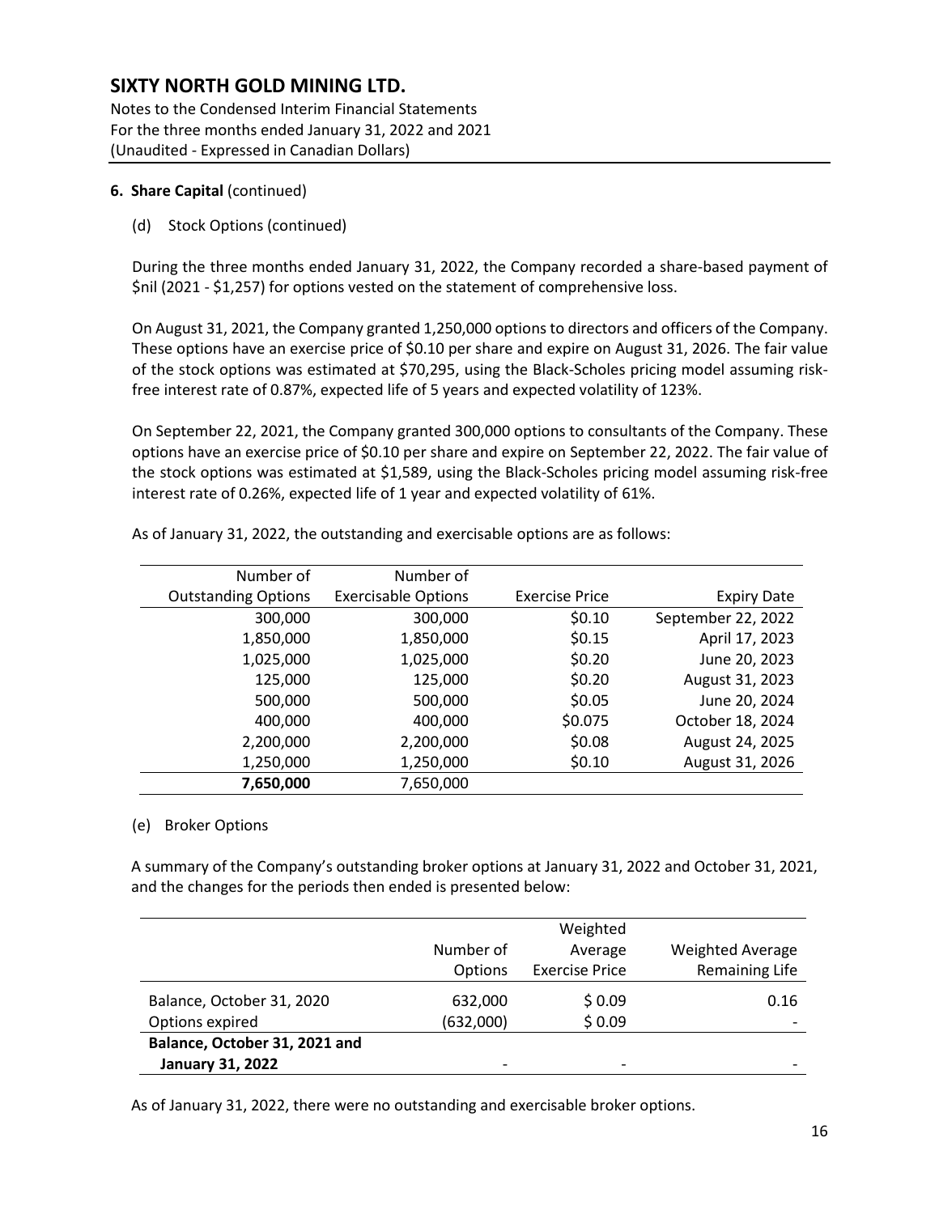**6. Share Capital** (continued)

(d) Stock Options (continued)

During the three months ended January 31, 2022, the Company recorded a share-based payment of $nil (2021 - $1,257) for options vested on the statement of comprehensive loss.

On August 31, 2021, the Company granted 1,250,000 options to directors and officers of the Company. These options have an exercise price of $0.10 per share and expire on August 31, 2026. The fair value of the stock options was estimated at $70,295, using the Black-Scholes pricing model assuming risk-free interest rate of 0.87%, expected life of 5 years and expected volatility of 123%.

On September 22, 2021, the Company granted 300,000 options to consultants of the Company. These options have an exercise price of $0.10 per share and expire on September 22, 2022. The fair value of the stock options was estimated at $1,589, using the Black-Scholes pricing model assuming risk-free interest rate of 0.26%, expected life of 1 year and expected volatility of 61%.

As of January 31, 2022, the outstanding and exercisable options are as follows:

| Number of Outstanding Options | Number of Exercisable Options | Exercise Price | Expiry Date |
|---|---|---|---|
| 300,000 | 300,000 | $0.10 | September 22, 2022 |
| 1,850,000 | 1,850,000 | $0.15 | April 17, 2023 |
| 1,025,000 | 1,025,000 | $0.20 | June 20, 2023 |
| 125,000 | 125,000 | $0.20 | August 31, 2023 |
| 500,000 | 500,000 | $0.05 | June 20, 2024 |
| 400,000 | 400,000 | $0.075 | October 18, 2024 |
| 2,200,000 | 2,200,000 | $0.08 | August 24, 2025 |
| 1,250,000 | 1,250,000 | $0.10 | August 31, 2026 |
| **7,650,000** | 7,650,000 | | |

(e) Broker Options

A summary of the Company's outstanding broker options at January 31, 2022 and October 31, 2021, and the changes for the periods then ended is presented below:

| | Number of Options | Weighted Average Exercise Price | Weighted Average Remaining Life |
|---|---|---|---|
| Balance, October 31, 2020 | 632,000 | $ 0.09 | 0.16 |
| Options expired | (632,000) | $ 0.09 | - |
| **Balance, October 31, 2021 and January 31, 2022** | - | - | - |

As of January 31, 2022, there were no outstanding and exercisable broker options.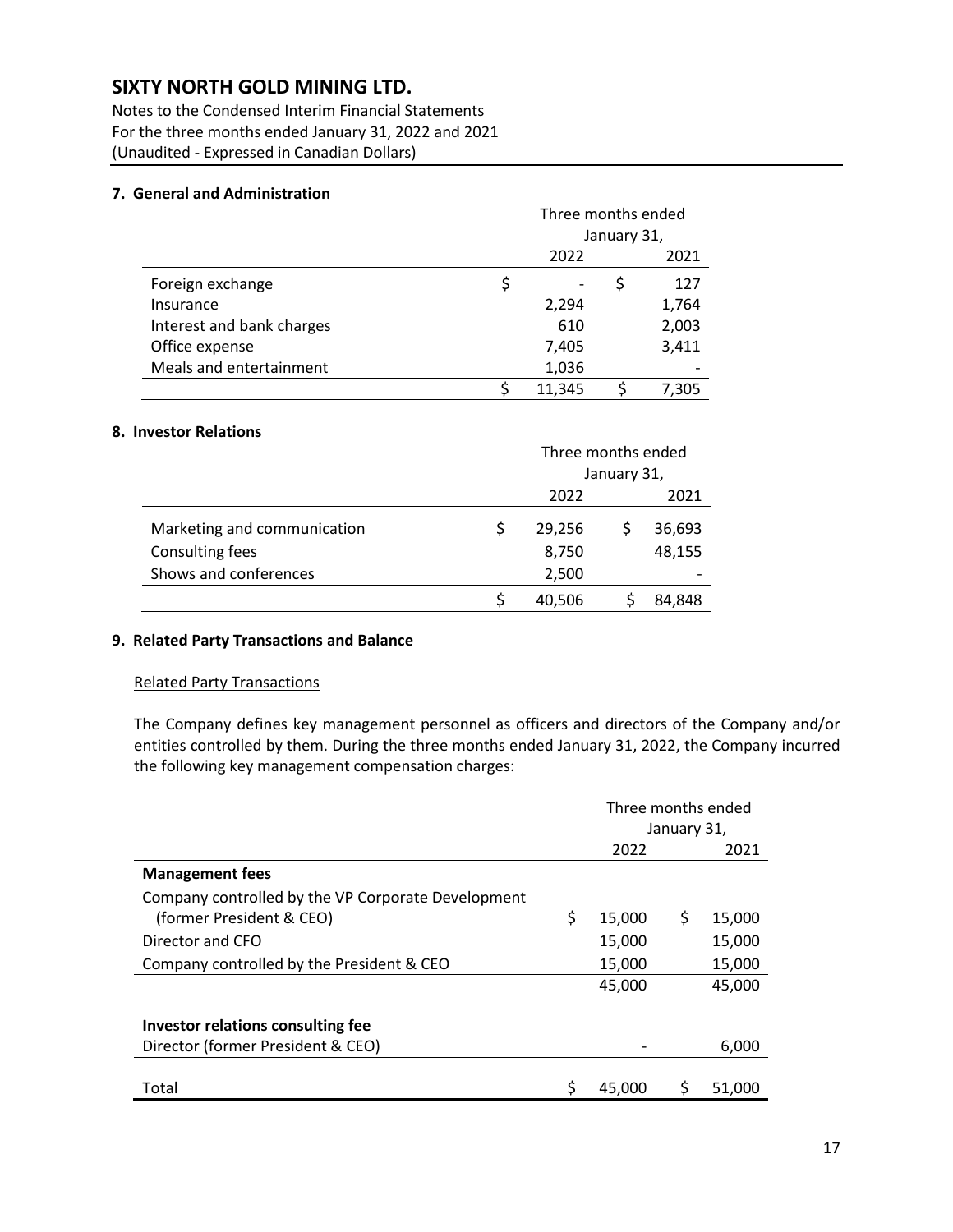# SIXTY NORTH GOLD MINING LTD.

Notes to the Condensed Interim Financial Statements
For the three months ended January 31, 2022 and 2021
(Unaudited - Expressed in Canadian Dollars)

## 7. General and Administration

| | Three months ended January 31, | |
|---|---|---|
| | 2022 | 2021 |
| Foreign exchange | $ - | $ 127 |
| Insurance | 2,294 | 1,764 |
| Interest and bank charges | 610 | 2,003 |
| Office expense | 7,405 | 3,411 |
| Meals and entertainment | 1,036 | - |
| | $ 11,345 | $ 7,305 |

## 8. Investor Relations

| | Three months ended January 31, | |
|---|---|---|
| | 2022 | 2021 |
| Marketing and communication | $ 29,256 | $ 36,693 |
| Consulting fees | 8,750 | 48,155 |
| Shows and conferences | 2,500 | - |
| | $ 40,506 | $ 84,848 |

## 9. Related Party Transactions and Balance

Related Party Transactions

The Company defines key management personnel as officers and directors of the Company and/or entities controlled by them. During the three months ended January 31, 2022, the Company incurred the following key management compensation charges:

| | Three months ended January 31, | |
|---|---|---|
| | 2022 | 2021 |
| **Management fees** | | |
| Company controlled by the VP Corporate Development (former President & CEO) | $ 15,000 | $ 15,000 |
| Director and CFO | 15,000 | 15,000 |
| Company controlled by the President & CEO | 15,000 | 15,000 |
| | 45,000 | 45,000 |
| **Investor relations consulting fee** | | |
| Director (former President & CEO) | - | 6,000 |
| Total | $ 45,000 | $ 51,000 |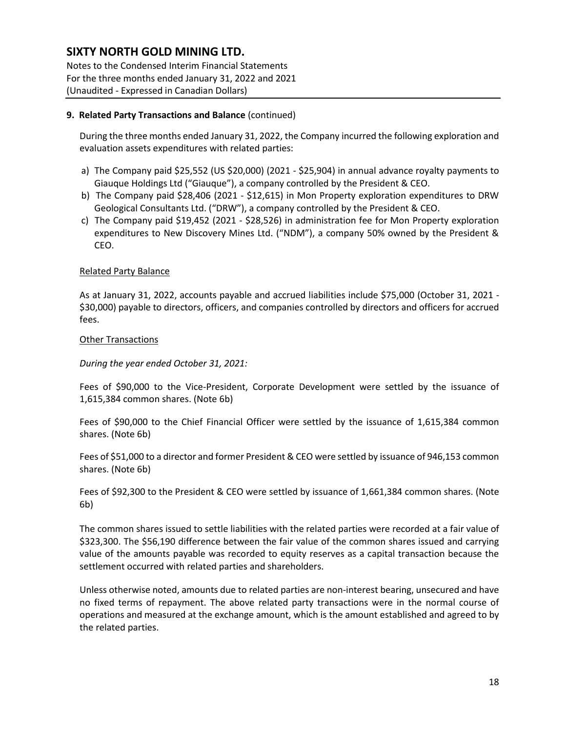# SIXTY NORTH GOLD MINING LTD.

Notes to the Condensed Interim Financial Statements
For the three months ended January 31, 2022 and 2021
(Unaudited - Expressed in Canadian Dollars)

**9. Related Party Transactions and Balance** (continued)

During the three months ended January 31, 2022, the Company incurred the following exploration and evaluation assets expenditures with related parties:

a) The Company paid $25,552 (US $20,000) (2021 - $25,904) in annual advance royalty payments to Giauque Holdings Ltd ("Giauque"), a company controlled by the President & CEO.
b) The Company paid $28,406 (2021 - $12,615) in Mon Property exploration expenditures to DRW Geological Consultants Ltd. ("DRW"), a company controlled by the President & CEO.
c) The Company paid $19,452 (2021 - $28,526) in administration fee for Mon Property exploration expenditures to New Discovery Mines Ltd. ("NDM"), a company 50% owned by the President & CEO.

Related Party Balance

As at January 31, 2022, accounts payable and accrued liabilities include $75,000 (October 31, 2021 - $30,000) payable to directors, officers, and companies controlled by directors and officers for accrued fees.

Other Transactions

*During the year ended October 31, 2021:*

Fees of $90,000 to the Vice-President, Corporate Development were settled by the issuance of 1,615,384 common shares. (Note 6b)

Fees of $90,000 to the Chief Financial Officer were settled by the issuance of 1,615,384 common shares. (Note 6b)

Fees of $51,000 to a director and former President & CEO were settled by issuance of 946,153 common shares. (Note 6b)

Fees of $92,300 to the President & CEO were settled by issuance of 1,661,384 common shares. (Note 6b)

The common shares issued to settle liabilities with the related parties were recorded at a fair value of $323,300. The $56,190 difference between the fair value of the common shares issued and carrying value of the amounts payable was recorded to equity reserves as a capital transaction because the settlement occurred with related parties and shareholders.

Unless otherwise noted, amounts due to related parties are non-interest bearing, unsecured and have no fixed terms of repayment. The above related party transactions were in the normal course of operations and measured at the exchange amount, which is the amount established and agreed to by the related parties.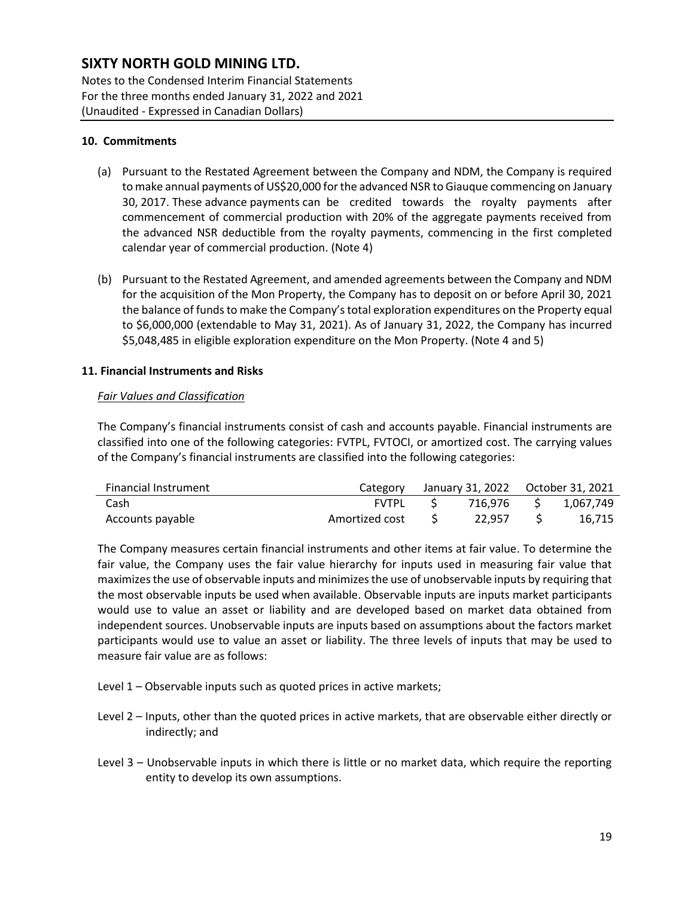#### 10. Commitments

(a) Pursuant to the Restated Agreement between the Company and NDM, the Company is required to make annual payments of US$20,000 for the advanced NSR to Giauque commencing on January 30, 2017. These advance payments can be credited towards the royalty payments after commencement of commercial production with 20% of the aggregate payments received from the advanced NSR deductible from the royalty payments, commencing in the first completed calendar year of commercial production. (Note 4)

(b) Pursuant to the Restated Agreement, and amended agreements between the Company and NDM for the acquisition of the Mon Property, the Company has to deposit on or before April 30, 2021 the balance of funds to make the Company's total exploration expenditures on the Property equal to $6,000,000 (extendable to May 31, 2021). As of January 31, 2022, the Company has incurred $5,048,485 in eligible exploration expenditure on the Mon Property. (Note 4 and 5)

#### 11. Financial Instruments and Risks

*Fair Values and Classification*

The Company's financial instruments consist of cash and accounts payable. Financial instruments are classified into one of the following categories: FVTPL, FVTOCI, or amortized cost. The carrying values of the Company's financial instruments are classified into the following categories:

| Financial Instrument | Category | January 31, 2022 | October 31, 2021 |
|---|---|---|---|
| Cash | FVTPL | $ 716,976 | $ 1,067,749 |
| Accounts payable | Amortized cost | $ 22,957 | $ 16,715 |

The Company measures certain financial instruments and other items at fair value. To determine the fair value, the Company uses the fair value hierarchy for inputs used in measuring fair value that maximizes the use of observable inputs and minimizes the use of unobservable inputs by requiring that the most observable inputs be used when available. Observable inputs are inputs market participants would use to value an asset or liability and are developed based on market data obtained from independent sources. Unobservable inputs are inputs based on assumptions about the factors market participants would use to value an asset or liability. The three levels of inputs that may be used to measure fair value are as follows:

Level 1 – Observable inputs such as quoted prices in active markets;

Level 2 – Inputs, other than the quoted prices in active markets, that are observable either directly or indirectly; and

Level 3 – Unobservable inputs in which there is little or no market data, which require the reporting entity to develop its own assumptions.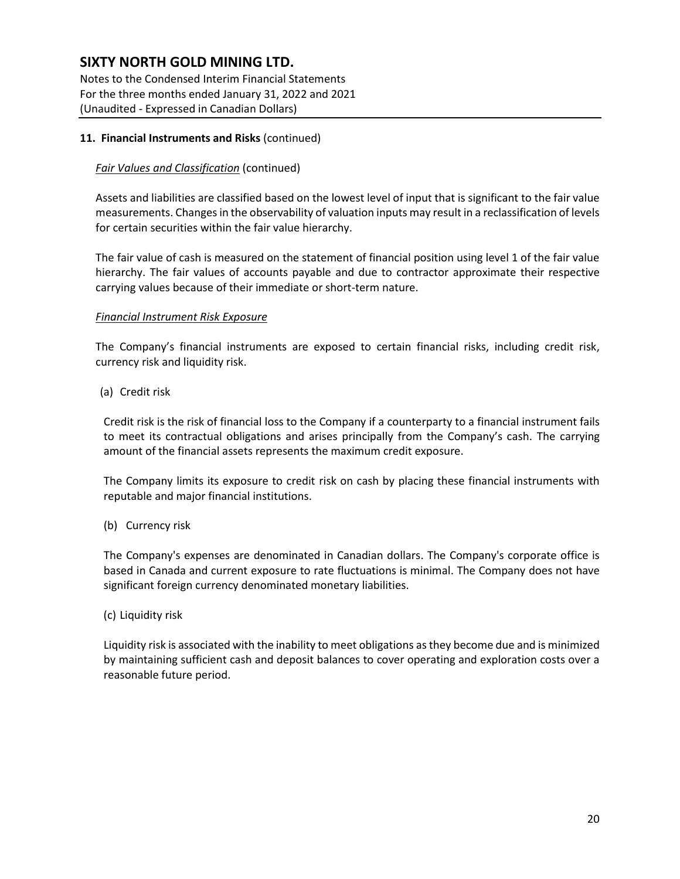## 11. Financial Instruments and Risks (continued)

*Fair Values and Classification* (continued)

Assets and liabilities are classified based on the lowest level of input that is significant to the fair value measurements. Changes in the observability of valuation inputs may result in a reclassification of levels for certain securities within the fair value hierarchy.

The fair value of cash is measured on the statement of financial position using level 1 of the fair value hierarchy. The fair values of accounts payable and due to contractor approximate their respective carrying values because of their immediate or short-term nature.

*Financial Instrument Risk Exposure*

The Company's financial instruments are exposed to certain financial risks, including credit risk, currency risk and liquidity risk.

(a) Credit risk

Credit risk is the risk of financial loss to the Company if a counterparty to a financial instrument fails to meet its contractual obligations and arises principally from the Company's cash. The carrying amount of the financial assets represents the maximum credit exposure.

The Company limits its exposure to credit risk on cash by placing these financial instruments with reputable and major financial institutions.

(b) Currency risk

The Company's expenses are denominated in Canadian dollars. The Company's corporate office is based in Canada and current exposure to rate fluctuations is minimal. The Company does not have significant foreign currency denominated monetary liabilities.

(c) Liquidity risk

Liquidity risk is associated with the inability to meet obligations as they become due and is minimized by maintaining sufficient cash and deposit balances to cover operating and exploration costs over a reasonable future period.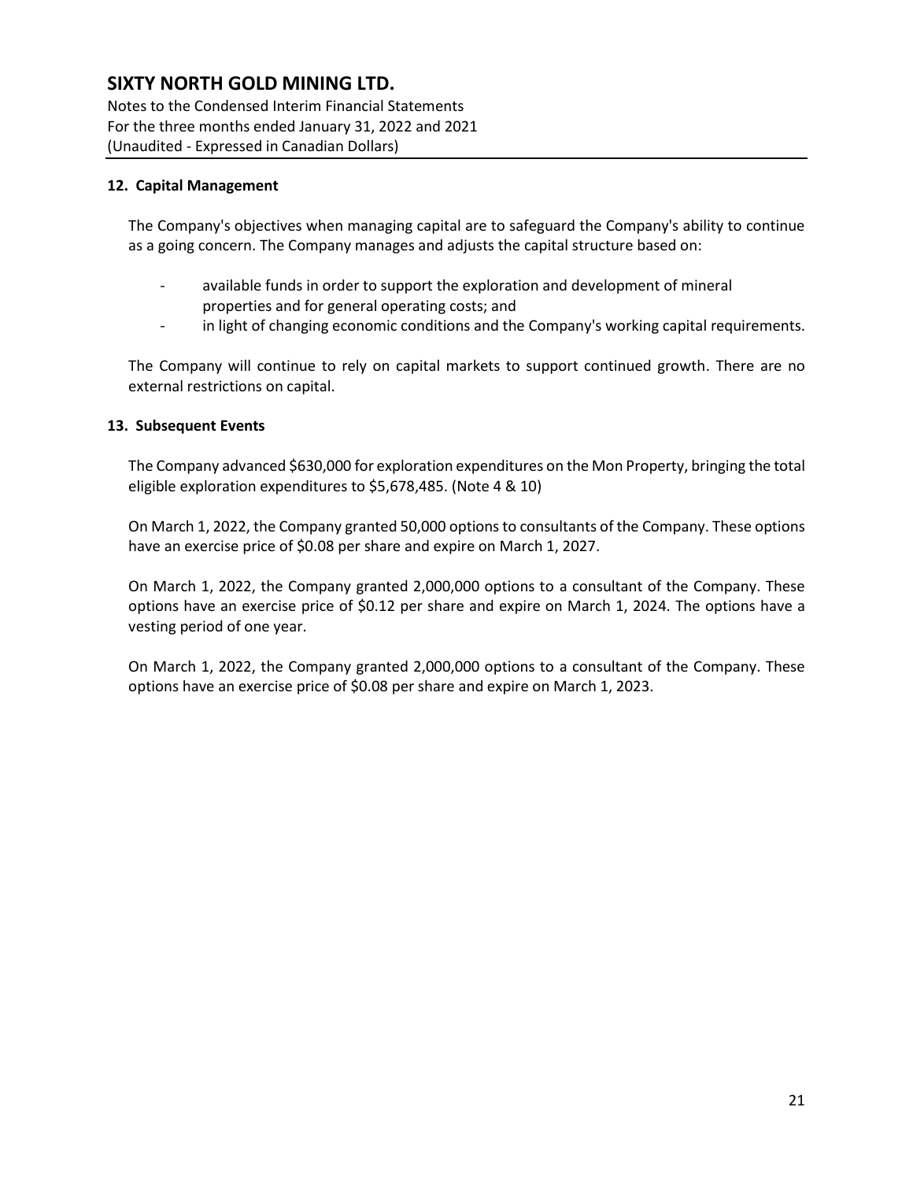## 12. Capital Management

The Company's objectives when managing capital are to safeguard the Company's ability to continue as a going concern. The Company manages and adjusts the capital structure based on:

- available funds in order to support the exploration and development of mineral properties and for general operating costs; and
- in light of changing economic conditions and the Company's working capital requirements.

The Company will continue to rely on capital markets to support continued growth. There are no external restrictions on capital.

## 13. Subsequent Events

The Company advanced $630,000 for exploration expenditures on the Mon Property, bringing the total eligible exploration expenditures to $5,678,485. (Note 4 & 10)

On March 1, 2022, the Company granted 50,000 options to consultants of the Company. These options have an exercise price of $0.08 per share and expire on March 1, 2027.

On March 1, 2022, the Company granted 2,000,000 options to a consultant of the Company. These options have an exercise price of $0.12 per share and expire on March 1, 2024. The options have a vesting period of one year.

On March 1, 2022, the Company granted 2,000,000 options to a consultant of the Company. These options have an exercise price of $0.08 per share and expire on March 1, 2023.